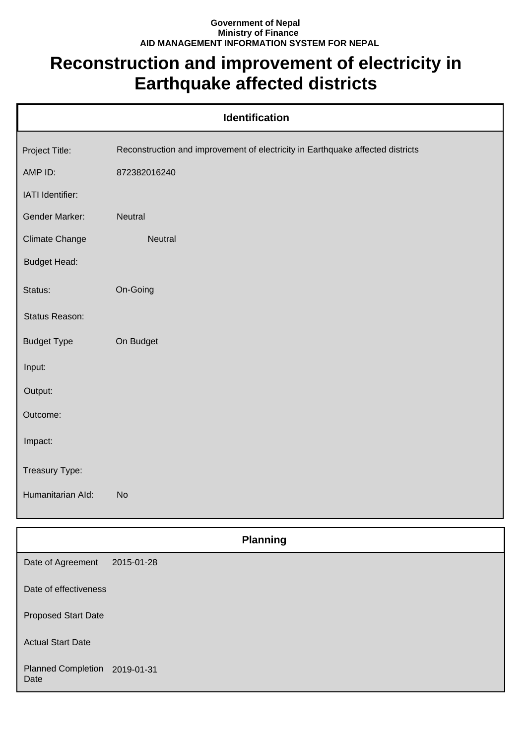**Government of Nepal**
**Ministry of Finance**
**AID MANAGEMENT INFORMATION SYSTEM FOR NEPAL**

# Reconstruction and improvement of electricity in Earthquake affected districts

## Identification

| | |
|---|---|
| Project Title: | Reconstruction and improvement of electricity in Earthquake affected districts |
| AMP ID: | 872382016240 |
| IATI Identifier: | |
| Gender Marker: | Neutral |
| Climate Change | Neutral |
| Budget Head: | |
| Status: | On-Going |
| Status Reason: | |
| Budget Type | On Budget |
| Input: | |
| Output: | |
| Outcome: | |
| Impact: | |
| Treasury Type: | |
| Humanitarian AId: | No |

## Planning

| | |
|---|---|
| Date of Agreement | 2015-01-28 |
| Date of effectiveness | |
| Proposed Start Date | |
| Actual Start Date | |
| Planned Completion Date | 2019-01-31 |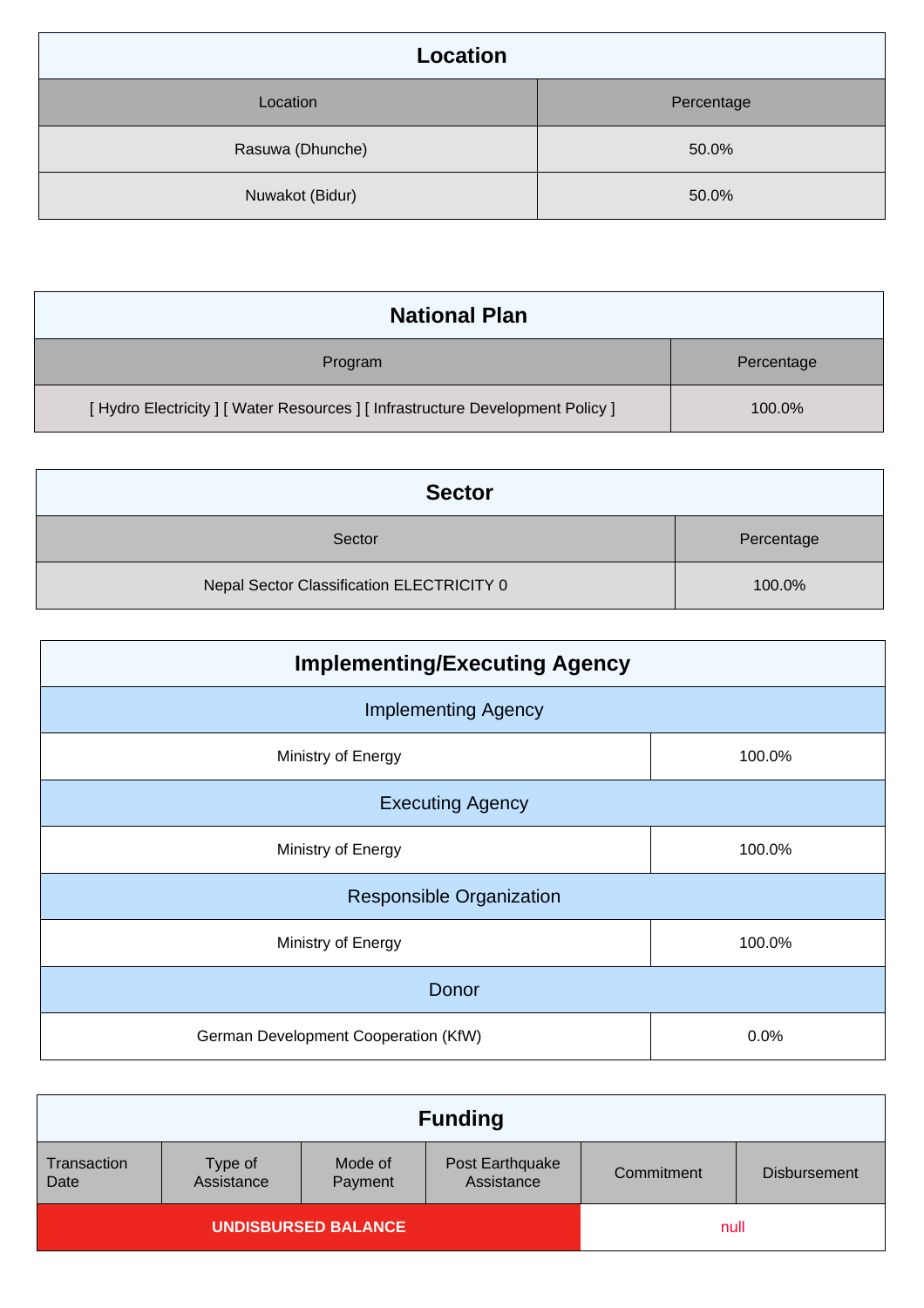## Location

| Location | Percentage |
| --- | --- |
| Rasuwa (Dhunche) | 50.0% |
| Nuwakot (Bidur) | 50.0% |

## National Plan

| Program | Percentage |
| --- | --- |
| [ Hydro Electricity ] [ Water Resources ] [ Infrastructure Development Policy ] | 100.0% |

## Sector

| Sector | Percentage |
| --- | --- |
| Nepal Sector Classification ELECTRICITY 0 | 100.0% |

## Implementing/Executing Agency

| Implementing Agency | |
| --- | --- |
| Ministry of Energy | 100.0% |
| **Executing Agency** | |
| Ministry of Energy | 100.0% |
| **Responsible Organization** | |
| Ministry of Energy | 100.0% |
| **Donor** | |
| German Development Cooperation (KfW) | 0.0% |

## Funding

| Transaction Date | Type of Assistance | Mode of Payment | Post Earthquake Assistance | Commitment | Disbursement |
| --- | --- | --- | --- | --- | --- |
| **UNDISBURSED BALANCE** | | | | null | |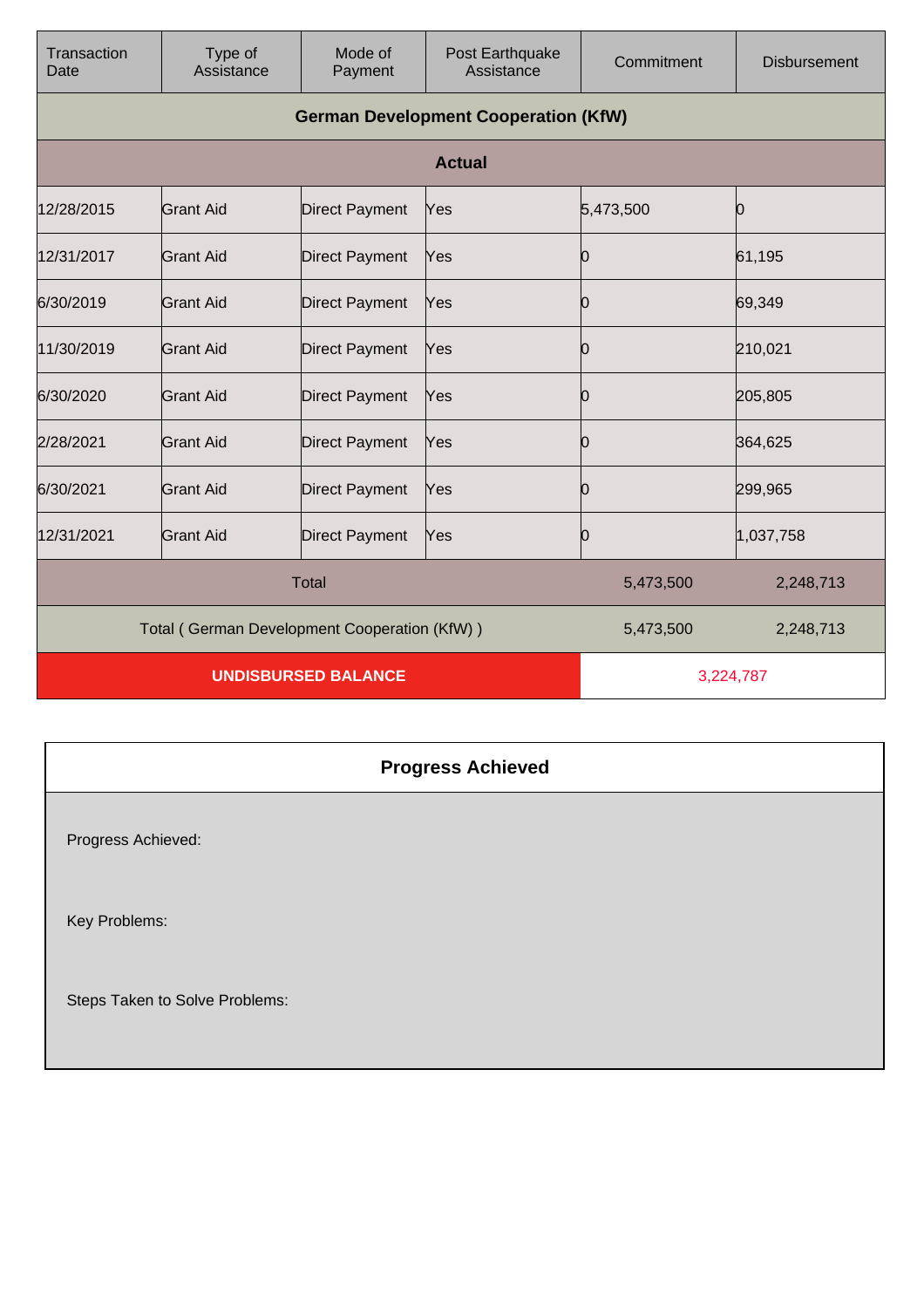| Transaction Date | Type of Assistance | Mode of Payment | Post Earthquake Assistance | Commitment | Disbursement |
|---|---|---|---|---|---|
| **German Development Cooperation (KfW)** | | | | | |
| **Actual** | | | | | |
| 12/28/2015 | Grant Aid | Direct Payment | Yes | 5,473,500 | 0 |
| 12/31/2017 | Grant Aid | Direct Payment | Yes | 0 | 61,195 |
| 6/30/2019 | Grant Aid | Direct Payment | Yes | 0 | 69,349 |
| 11/30/2019 | Grant Aid | Direct Payment | Yes | 0 | 210,021 |
| 6/30/2020 | Grant Aid | Direct Payment | Yes | 0 | 205,805 |
| 2/28/2021 | Grant Aid | Direct Payment | Yes | 0 | 364,625 |
| 6/30/2021 | Grant Aid | Direct Payment | Yes | 0 | 299,965 |
| 12/31/2021 | Grant Aid | Direct Payment | Yes | 0 | 1,037,758 |
| Total | | | | 5,473,500 | 2,248,713 |
| Total ( German Development Cooperation (KfW) ) | | | | 5,473,500 | 2,248,713 |
| **UNDISBURSED BALANCE** | | | | 3,224,787 | |

## Progress Achieved

Progress Achieved:

Key Problems:

Steps Taken to Solve Problems: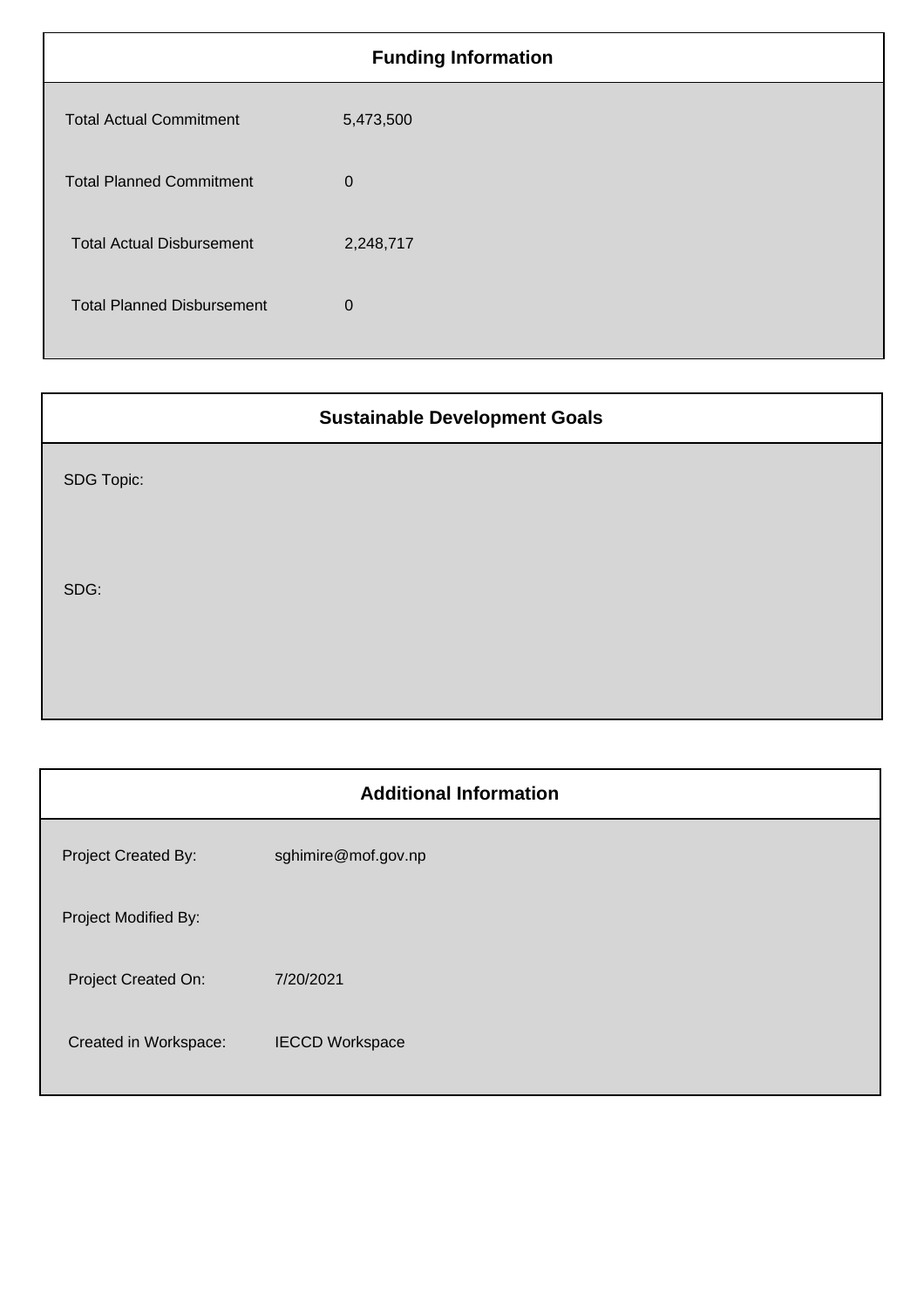## Funding Information

| | |
|---|---|
| Total Actual Commitment | 5,473,500 |
| Total Planned Commitment | 0 |
| Total Actual Disbursement | 2,248,717 |
| Total Planned Disbursement | 0 |

## Sustainable Development Goals

SDG Topic:

SDG:

## Additional Information

| | |
|---|---|
| Project Created By: | sghimire@mof.gov.np |
| Project Modified By: | |
| Project Created On: | 7/20/2021 |
| Created in Workspace: | IECCD Workspace |